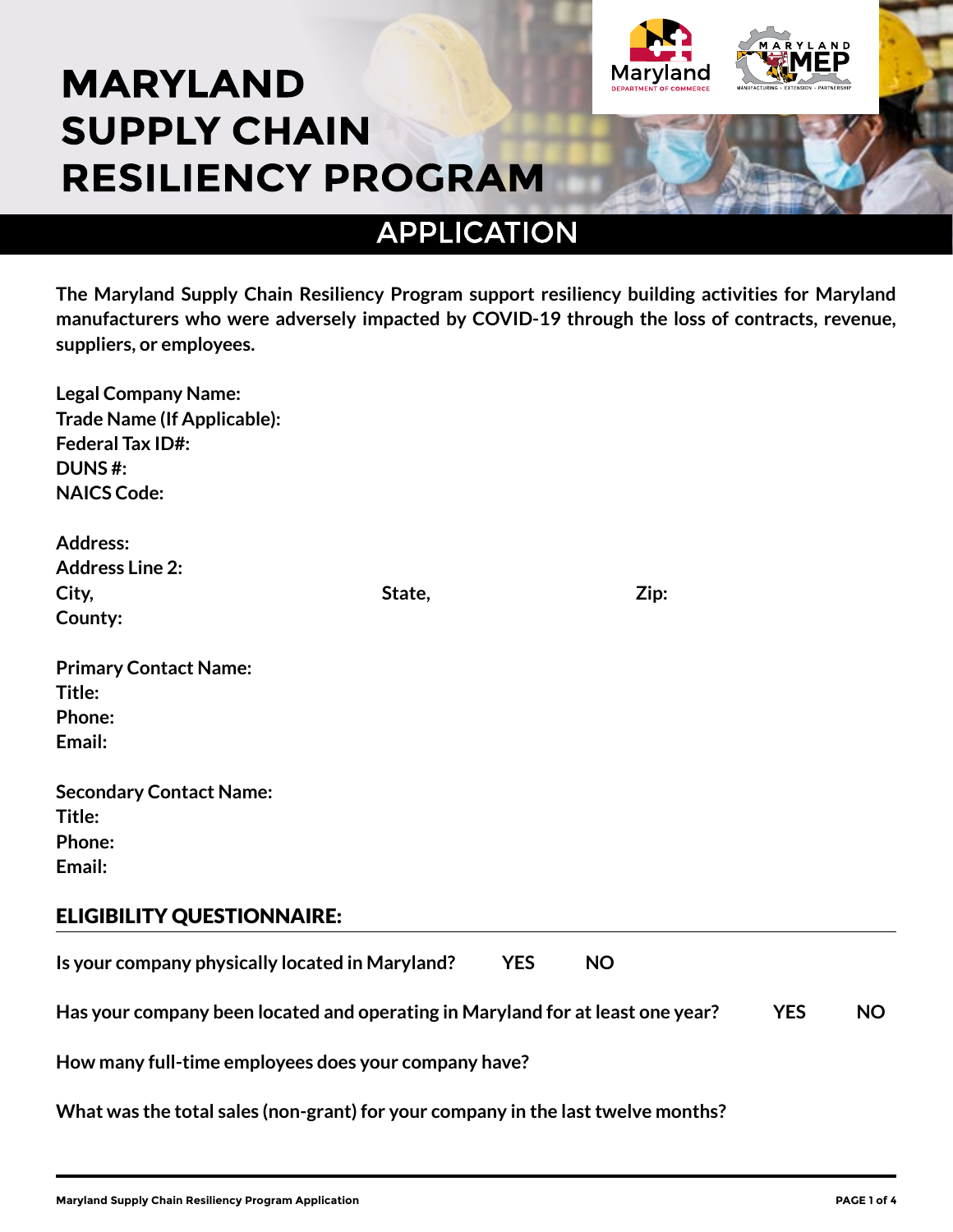# MARYLAND SUPPLY CHAIN RESILIENCY PROGRAM

## APPLICATION

**The Maryland Supply Chain Resiliency Program support resiliency building activities for Maryland manufacturers who were adversely impacted by COVID-19 through the loss of contracts, revenue, suppliers, or employees.**

**Legal Company Name:**
**Trade Name (If Applicable):**
**Federal Tax ID#:**
**DUNS #:**
**NAICS Code:**

**Address:**
**Address Line 2:**
**City,** **State,** **Zip:**
**County:**

**Primary Contact Name:**
**Title:**
**Phone:**
**Email:**

**Secondary Contact Name:**
**Title:**
**Phone:**
**Email:**

## ELIGIBILITY QUESTIONNAIRE:

**Is your company physically located in Maryland?** **YES** **NO**

**Has your company been located and operating in Maryland for at least one year?** **YES** **NO**

**How many full-time employees does your company have?**

**What was the total sales (non-grant) for your company in the last twelve months?**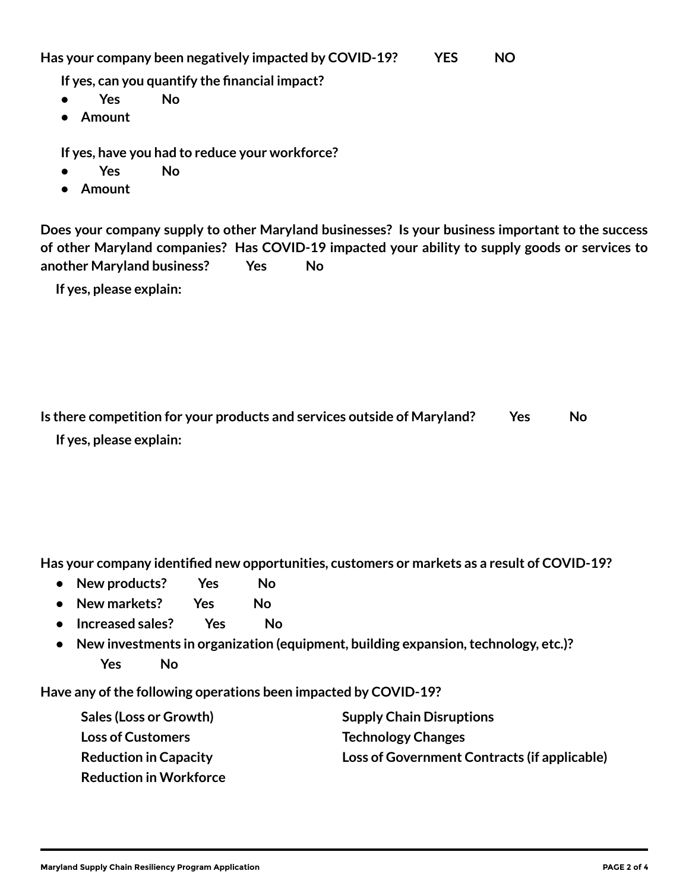**Has your company been negatively impacted by COVID-19?  YES  NO**

**If yes, can you quantify the financial impact?**

- **Yes  No**
- **Amount**

**If yes, have you had to reduce your workforce?**

- **Yes  No**
- **Amount**

**Does your company supply to other Maryland businesses? Is your business important to the success of other Maryland companies? Has COVID-19 impacted your ability to supply goods or services to another Maryland business?  Yes  No**

**If yes, please explain:**

**Is there competition for your products and services outside of Maryland?  Yes  No**

**If yes, please explain:**

**Has your company identified new opportunities, customers or markets as a result of COVID-19?**

- **New products?  Yes  No**
- **New markets?  Yes  No**
- **Increased sales?  Yes  No**
- **New investments in organization (equipment, building expansion, technology, etc.)?**
  **Yes  No**

**Have any of the following operations been impacted by COVID-19?**

**Sales (Loss or Growth)**
**Loss of Customers**
**Reduction in Capacity**
**Reduction in Workforce**
**Supply Chain Disruptions**
**Technology Changes**
**Loss of Government Contracts (if applicable)**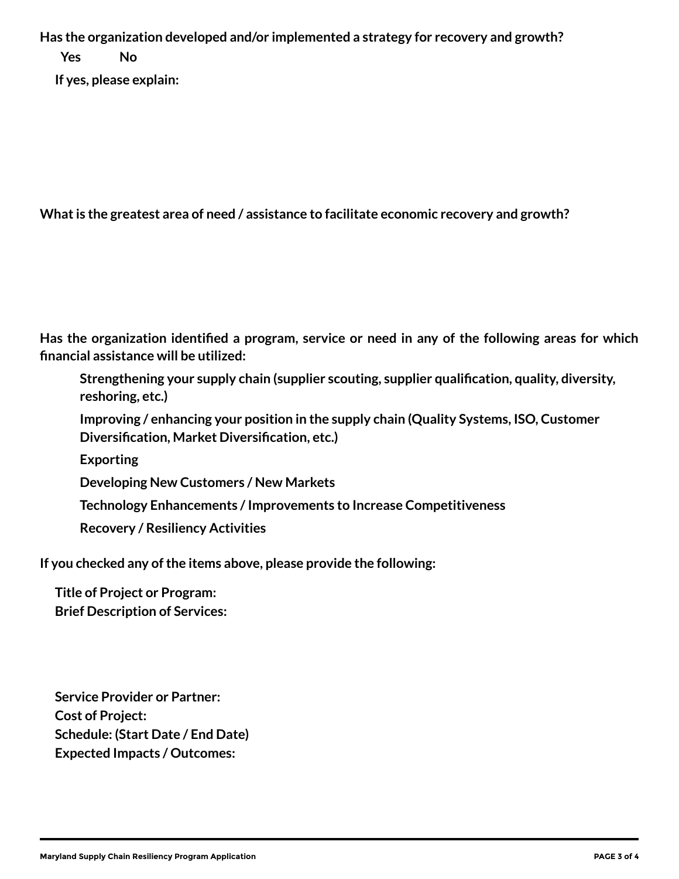**Has the organization developed and/or implemented a strategy for recovery and growth?**

**Yes** **No**

**If yes, please explain:**

**What is the greatest area of need / assistance to facilitate economic recovery and growth?**

**Has the organization identified a program, service or need in any of the following areas for which financial assistance will be utilized:**

- **Strengthening your supply chain (supplier scouting, supplier qualification, quality, diversity, reshoring, etc.)**
- **Improving / enhancing your position in the supply chain (Quality Systems, ISO, Customer Diversification, Market Diversification, etc.)**
- **Exporting**
- **Developing New Customers / New Markets**
- **Technology Enhancements / Improvements to Increase Competitiveness**
- **Recovery / Resiliency Activities**

**If you checked any of the items above, please provide the following:**

**Title of Project or Program:**
**Brief Description of Services:**

**Service Provider or Partner:**
**Cost of Project:**
**Schedule: (Start Date / End Date)**
**Expected Impacts / Outcomes:**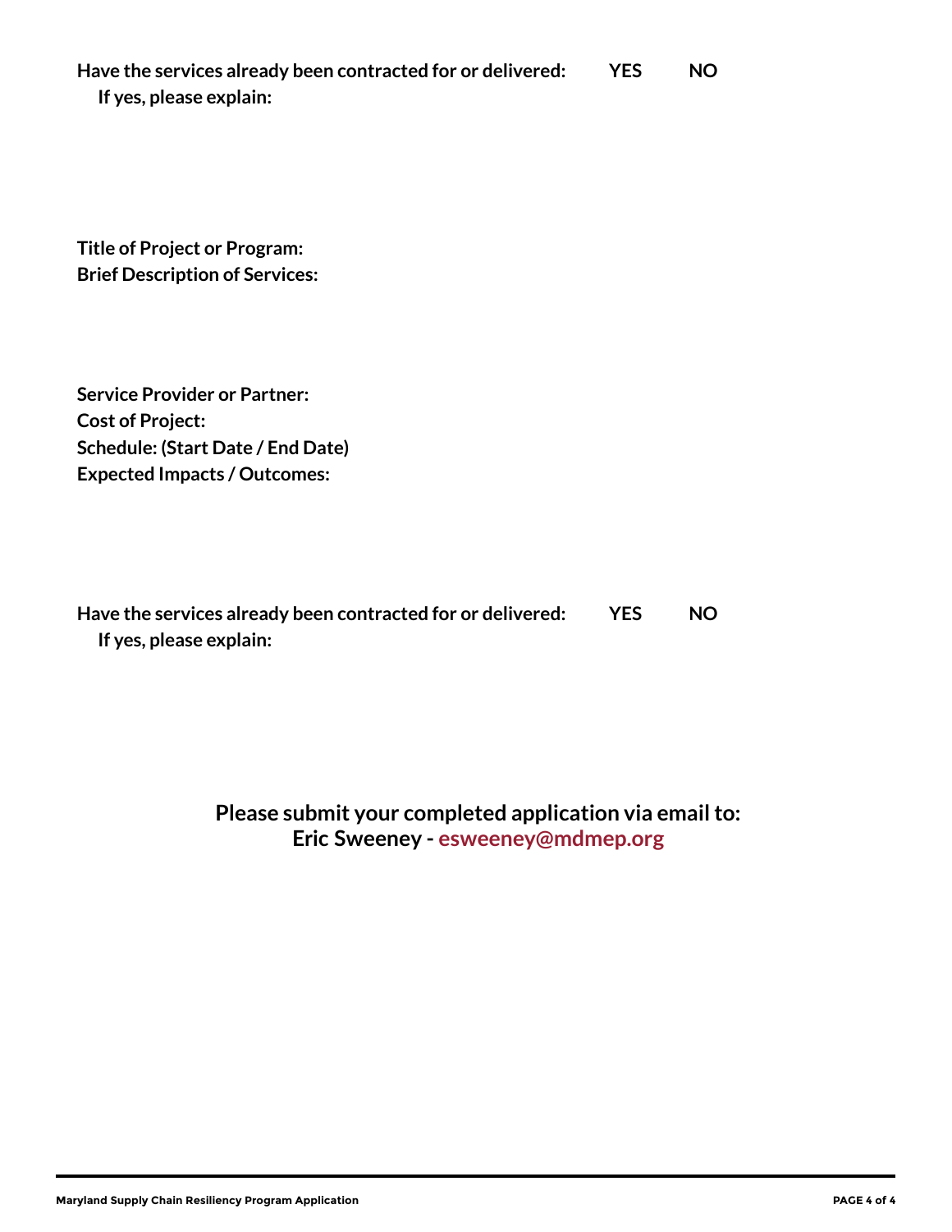**Have the services already been contracted for or delivered:** **YES** **NO**

**If yes, please explain:**

**Title of Project or Program:**

**Brief Description of Services:**

**Service Provider or Partner:**

**Cost of Project:**

**Schedule: (Start Date / End Date)**

**Expected Impacts / Outcomes:**

**Have the services already been contracted for or delivered:** **YES** **NO**

**If yes, please explain:**

**Please submit your completed application via email to:**
**Eric Sweeney - esweeney@mdmep.org**